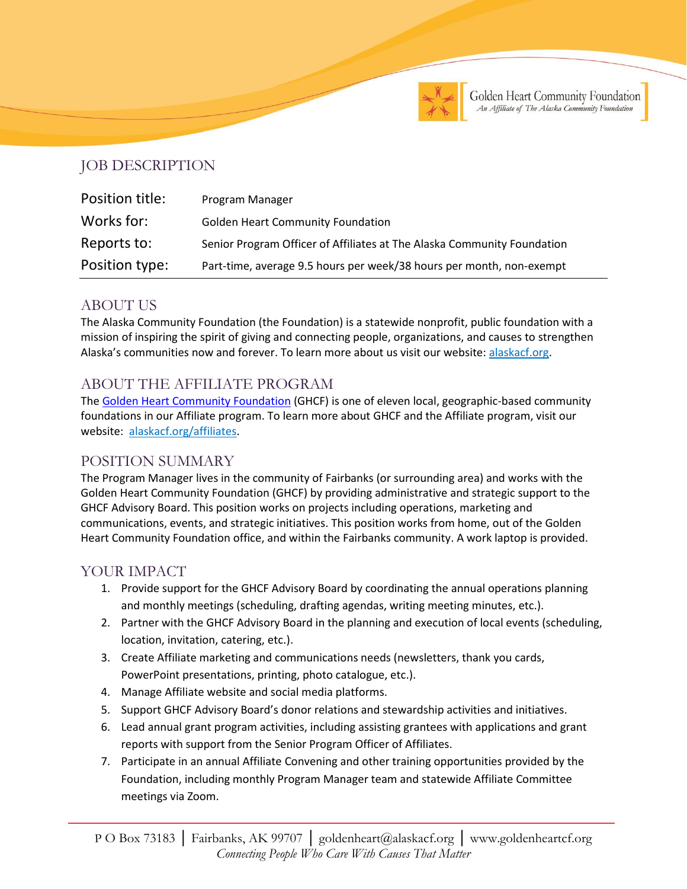Golden Heart Community Foundation
*An Affiliate of The Alaska Community Foundation*

# JOB DESCRIPTION

| | |
|---|---|
| Position title: | Program Manager |
| Works for: | Golden Heart Community Foundation |
| Reports to: | Senior Program Officer of Affiliates at The Alaska Community Foundation |
| Position type: | Part-time, average 9.5 hours per week/38 hours per month, non-exempt |

## ABOUT US

The Alaska Community Foundation (the Foundation) is a statewide nonprofit, public foundation with a mission of inspiring the spirit of giving and connecting people, organizations, and causes to strengthen Alaska's communities now and forever. To learn more about us visit our website: [alaskacf.org](alaskacf.org).

## ABOUT THE AFFILIATE PROGRAM

The [Golden Heart Community Foundation](Golden Heart Community Foundation) (GHCF) is one of eleven local, geographic-based community foundations in our Affiliate program. To learn more about GHCF and the Affiliate program, visit our website: [alaskacf.org/affiliates](alaskacf.org/affiliates).

## POSITION SUMMARY

The Program Manager lives in the community of Fairbanks (or surrounding area) and works with the Golden Heart Community Foundation (GHCF) by providing administrative and strategic support to the GHCF Advisory Board. This position works on projects including operations, marketing and communications, events, and strategic initiatives. This position works from home, out of the Golden Heart Community Foundation office, and within the Fairbanks community. A work laptop is provided.

## YOUR IMPACT

1. Provide support for the GHCF Advisory Board by coordinating the annual operations planning and monthly meetings (scheduling, drafting agendas, writing meeting minutes, etc.).
2. Partner with the GHCF Advisory Board in the planning and execution of local events (scheduling, location, invitation, catering, etc.).
3. Create Affiliate marketing and communications needs (newsletters, thank you cards, PowerPoint presentations, printing, photo catalogue, etc.).
4. Manage Affiliate website and social media platforms.
5. Support GHCF Advisory Board's donor relations and stewardship activities and initiatives.
6. Lead annual grant program activities, including assisting grantees with applications and grant reports with support from the Senior Program Officer of Affiliates.
7. Participate in an annual Affiliate Convening and other training opportunities provided by the Foundation, including monthly Program Manager team and statewide Affiliate Committee meetings via Zoom.

P O Box 73183 | Fairbanks, AK 99707 | goldenheart@alaskacf.org | www.goldenheartcf.org
*Connecting People Who Care With Causes That Matter*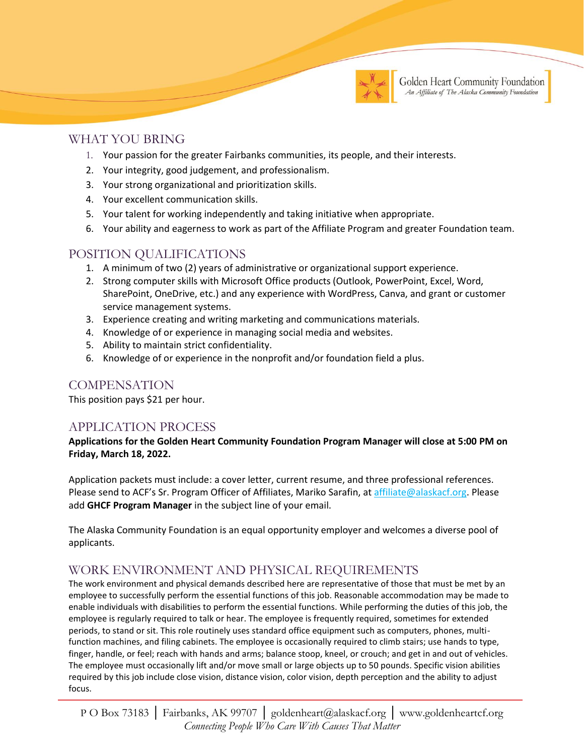## WHAT YOU BRING

1. Your passion for the greater Fairbanks communities, its people, and their interests.
2. Your integrity, good judgement, and professionalism.
3. Your strong organizational and prioritization skills.
4. Your excellent communication skills.
5. Your talent for working independently and taking initiative when appropriate.
6. Your ability and eagerness to work as part of the Affiliate Program and greater Foundation team.

## POSITION QUALIFICATIONS

1. A minimum of two (2) years of administrative or organizational support experience.
2. Strong computer skills with Microsoft Office products (Outlook, PowerPoint, Excel, Word, SharePoint, OneDrive, etc.) and any experience with WordPress, Canva, and grant or customer service management systems.
3. Experience creating and writing marketing and communications materials.
4. Knowledge of or experience in managing social media and websites.
5. Ability to maintain strict confidentiality.
6. Knowledge of or experience in the nonprofit and/or foundation field a plus.

## COMPENSATION

This position pays $21 per hour.

## APPLICATION PROCESS

**Applications for the Golden Heart Community Foundation Program Manager will close at 5:00 PM on Friday, March 18, 2022.**

Application packets must include: a cover letter, current resume, and three professional references. Please send to ACF's Sr. Program Officer of Affiliates, Mariko Sarafin, at affiliate@alaskacf.org. Please add **GHCF Program Manager** in the subject line of your email.

The Alaska Community Foundation is an equal opportunity employer and welcomes a diverse pool of applicants.

## WORK ENVIRONMENT AND PHYSICAL REQUIREMENTS

The work environment and physical demands described here are representative of those that must be met by an employee to successfully perform the essential functions of this job. Reasonable accommodation may be made to enable individuals with disabilities to perform the essential functions. While performing the duties of this job, the employee is regularly required to talk or hear. The employee is frequently required, sometimes for extended periods, to stand or sit. This role routinely uses standard office equipment such as computers, phones, multi-function machines, and filing cabinets. The employee is occasionally required to climb stairs; use hands to type, finger, handle, or feel; reach with hands and arms; balance stoop, kneel, or crouch; and get in and out of vehicles. The employee must occasionally lift and/or move small or large objects up to 50 pounds. Specific vision abilities required by this job include close vision, distance vision, color vision, depth perception and the ability to adjust focus.